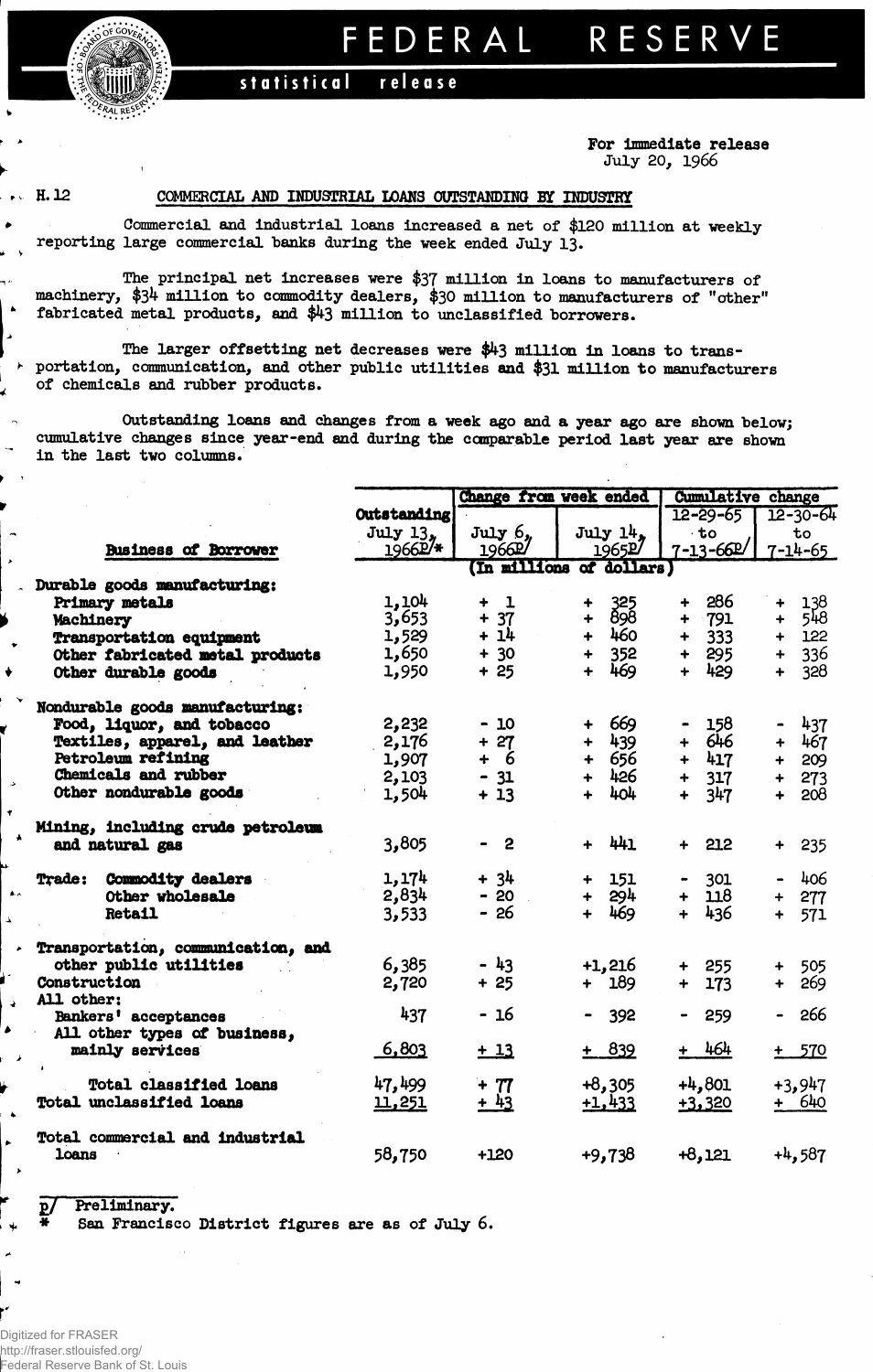# FEDERAL RESERVE

**statistical release**

For immediate release
July 20, 1966

H.12

## COMMERCIAL AND INDUSTRIAL LOANS OUTSTANDING BY INDUSTRY

Commercial and industrial loans increased a net of $120 million at weekly reporting large commercial banks during the week ended July 13.

The principal net increases were $37 million in loans to manufacturers of machinery, $34 million to commodity dealers, $30 million to manufacturers of "other" fabricated metal products, and $43 million to unclassified borrowers.

The larger offsetting net decreases were $43 million in loans to transportation, communication, and other public utilities and $31 million to manufacturers of chemicals and rubber products.

Outstanding loans and changes from a week ago and a year ago are shown below; cumulative changes since year-end and during the comparable period last year are shown in the last two columns.

| Business of Borrower | Outstanding July 13, 1966p/* | Change from week ended July 6, 1966p/ | Change from week ended July 14, 1965p/ | Cumulative change 12-29-65 to 7-13-66p/ | Cumulative change 12-30-64 to 7-14-65 |
|---|---|---|---|---|---|
| | (In millions of dollars) | | | | |
| **Durable goods manufacturing:** | | | | | |
| Primary metals | 1,104 | + 1 | + 325 | + 286 | + 138 |
| Machinery | 3,653 | + 37 | + 898 | + 791 | + 548 |
| Transportation equipment | 1,529 | + 14 | + 460 | + 333 | + 122 |
| Other fabricated metal products | 1,650 | + 30 | + 352 | + 295 | + 336 |
| Other durable goods | 1,950 | + 25 | + 469 | + 429 | + 328 |
| **Nondurable goods manufacturing:** | | | | | |
| Food, liquor, and tobacco | 2,232 | - 10 | + 669 | - 158 | - 437 |
| Textiles, apparel, and leather | 2,176 | + 27 | + 439 | + 646 | + 467 |
| Petroleum refining | 1,907 | + 6 | + 656 | + 417 | + 209 |
| Chemicals and rubber | 2,103 | - 31 | + 426 | + 317 | + 273 |
| Other nondurable goods | 1,504 | + 13 | + 404 | + 347 | + 208 |
| **Mining, including crude petroleum and natural gas** | 3,805 | - 2 | + 441 | + 212 | + 235 |
| **Trade:** Commodity dealers | 1,174 | + 34 | + 151 | - 301 | - 406 |
| Other wholesale | 2,834 | - 20 | + 294 | + 118 | + 277 |
| Retail | 3,533 | - 26 | + 469 | + 436 | + 571 |
| **Transportation, communication, and other public utilities** | 6,385 | - 43 | +1,216 | + 255 | + 505 |
| **Construction** | 2,720 | + 25 | + 189 | + 173 | + 269 |
| **All other:** | | | | | |
| Bankers' acceptances | 437 | - 16 | - 392 | - 259 | - 266 |
| All other types of business, mainly services | 6,803 | + 13 | + 839 | + 464 | + 570 |
| **Total classified loans** | 47,499 | + 77 | +8,305 | +4,801 | +3,947 |
| **Total unclassified loans** | 11,251 | + 43 | +1,433 | +3,320 | + 640 |
| **Total commercial and industrial loans** | 58,750 | +120 | +9,738 | +8,121 | +4,587 |

p/ Preliminary.
\* San Francisco District figures are as of July 6.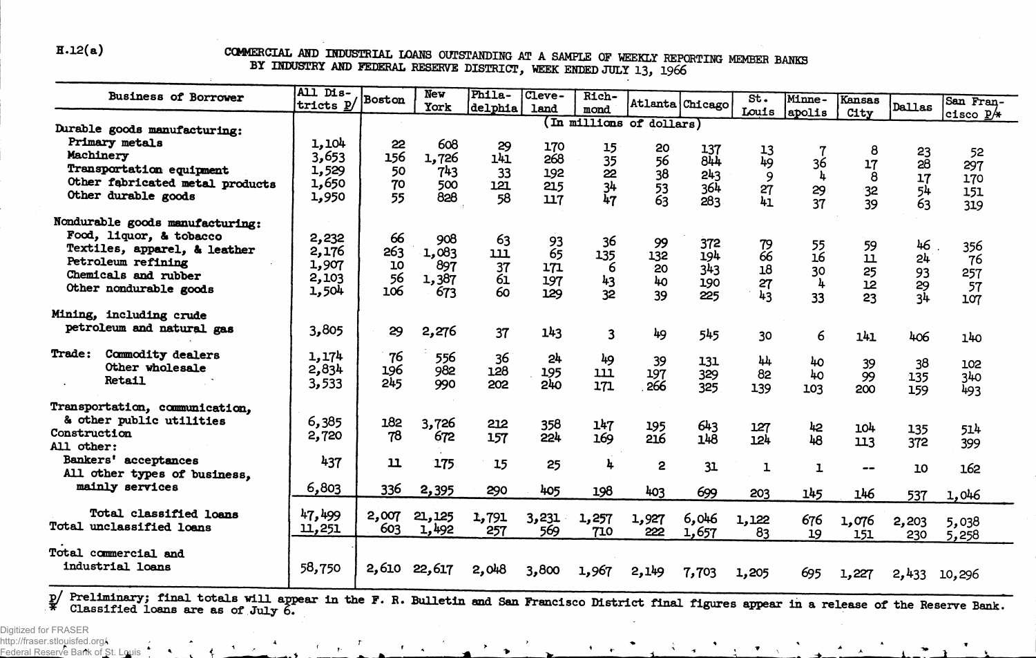H.12(a)

## COMMERCIAL AND INDUSTRIAL LOANS OUTSTANDING AT A SAMPLE OF WEEKLY REPORTING MEMBER BANKS BY INDUSTRY AND FEDERAL RESERVE DISTRICT, WEEK ENDED JULY 13, 1966

| Business of Borrower | All Districts p/ | Boston | New York | Philadelphia | Cleveland | Richmond | Atlanta | Chicago | St. Louis | Minneapolis | Kansas City | Dallas | San Francisco p/* |
|---|---|---|---|---|---|---|---|---|---|---|---|---|---|
| | | (In millions of dollars) | | | | | | | | | | | |
| **Durable goods manufacturing:** | | | | | | | | | | | | | |
| Primary metals | 1,104 | 22 | 608 | 29 | 170 | 15 | 20 | 137 | 13 | 7 | 8 | 23 | 52 |
| Machinery | 3,653 | 156 | 1,726 | 141 | 268 | 35 | 56 | 844 | 49 | 36 | 17 | 28 | 297 |
| Transportation equipment | 1,529 | 50 | 743 | 33 | 192 | 22 | 38 | 243 | 9 | 4 | 8 | 17 | 170 |
| Other fabricated metal products | 1,650 | 70 | 500 | 121 | 215 | 34 | 53 | 364 | 27 | 29 | 32 | 54 | 151 |
| Other durable goods | 1,950 | 55 | 828 | 58 | 117 | 47 | 63 | 283 | 41 | 37 | 39 | 63 | 319 |
| **Nondurable goods manufacturing:** | | | | | | | | | | | | | |
| Food, liquor, & tobacco | 2,232 | 66 | 908 | 63 | 93 | 36 | 99 | 372 | 79 | 55 | 59 | 46 | 356 |
| Textiles, apparel, & leather | 2,176 | 263 | 1,083 | 111 | 65 | 135 | 132 | 194 | 66 | 16 | 11 | 24 | 76 |
| Petroleum refining | 1,907 | 10 | 897 | 37 | 171 | 6 | 20 | 343 | 18 | 30 | 25 | 93 | 257 |
| Chemicals and rubber | 2,103 | 56 | 1,387 | 61 | 197 | 43 | 40 | 190 | 27 | 4 | 12 | 29 | 57 |
| Other nondurable goods | 1,504 | 106 | 673 | 60 | 129 | 32 | 39 | 225 | 43 | 33 | 23 | 34 | 107 |
| **Mining, including crude petroleum and natural gas** | 3,805 | 29 | 2,276 | 37 | 143 | 3 | 49 | 545 | 30 | 6 | 141 | 406 | 140 |
| **Trade:** Commodity dealers | 1,174 | 76 | 556 | 36 | 24 | 49 | 39 | 131 | 44 | 40 | 39 | 38 | 102 |
| Other wholesale | 2,834 | 196 | 982 | 128 | 195 | 111 | 197 | 329 | 82 | 40 | 99 | 135 | 340 |
| Retail | 3,533 | 245 | 990 | 202 | 240 | 171 | 266 | 325 | 139 | 103 | 200 | 159 | 493 |
| **Transportation, communication, & other public utilities** | 6,385 | 182 | 3,726 | 212 | 358 | 147 | 195 | 643 | 127 | 42 | 104 | 135 | 514 |
| **Construction** | 2,720 | 78 | 672 | 157 | 224 | 169 | 216 | 148 | 124 | 48 | 113 | 372 | 399 |
| **All other:** | | | | | | | | | | | | | |
| Bankers' acceptances | 437 | 11 | 175 | 15 | 25 | 4 | 2 | 31 | 1 | 1 | -- | 10 | 162 |
| All other types of business, mainly services | 6,803 | 336 | 2,395 | 290 | 405 | 198 | 403 | 699 | 203 | 145 | 146 | 537 | 1,046 |
| Total classified loans | 47,499 | 2,007 | 21,125 | 1,791 | 3,231 | 1,257 | 1,927 | 6,046 | 1,122 | 676 | 1,076 | 2,203 | 5,038 |
| Total unclassified loans | 11,251 | 603 | 1,492 | 257 | 569 | 710 | 222 | 1,657 | 83 | 19 | 151 | 230 | 5,258 |
| **Total commercial and industrial loans** | 58,750 | 2,610 | 22,617 | 2,048 | 3,800 | 1,967 | 2,149 | 7,703 | 1,205 | 695 | 1,227 | 2,433 | 10,296 |

p/ Preliminary; final totals will appear in the F. R. Bulletin and San Francisco District final figures appear in a release of the Reserve Bank.
\* Classified loans are as of July 6.